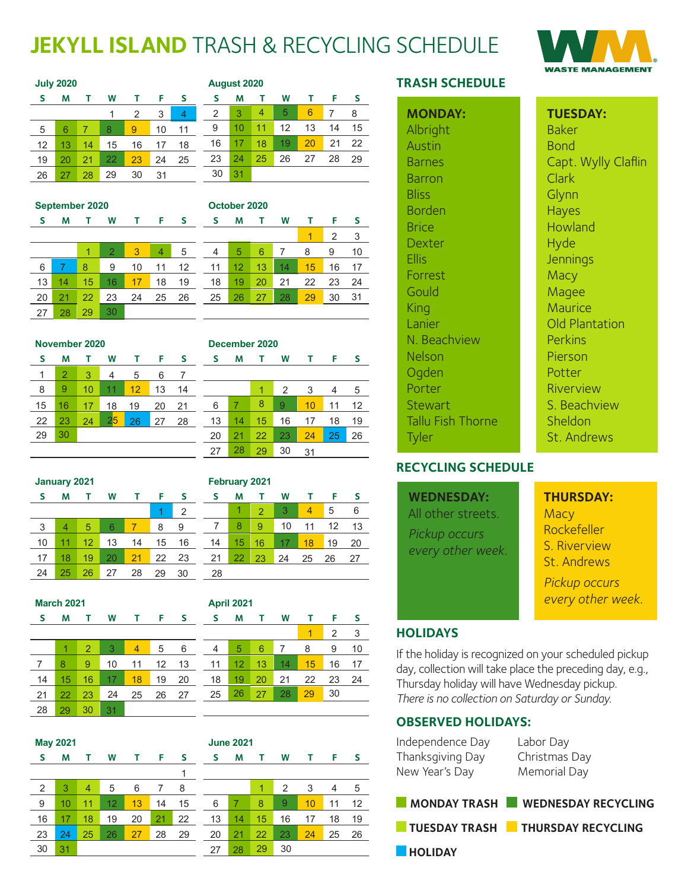# JEKYLL ISLAND TRASH & RECYCLING SCHEDULE

WASTE MANAGEMENT

### July 2020

| S | M | T | W | T | F | S |
|---|---|---|---|---|---|---|
| | | | 1 | 2 | 3 | 4 |
| 5 | 6 | 7 | 8 | 9 | 10 | 11 |
| 12 | 13 | 14 | 15 | 16 | 17 | 18 |
| 19 | 20 | 21 | 22 | 23 | 24 | 25 |
| 26 | 27 | 28 | 29 | 30 | 31 | |

### August 2020

| S | M | T | W | T | F | S |
|---|---|---|---|---|---|---|
| 2 | 3 | 4 | 5 | 6 | 7 | 8 |
| 9 | 10 | 11 | 12 | 13 | 14 | 15 |
| 16 | 17 | 18 | 19 | 20 | 21 | 22 |
| 23 | 24 | 25 | 26 | 27 | 28 | 29 |
| 30 | 31 | | | | | |

### September 2020

| S | M | T | W | T | F | S |
|---|---|---|---|---|---|---|
| | | 1 | 2 | 3 | 4 | 5 |
| 6 | 7 | 8 | 9 | 10 | 11 | 12 |
| 13 | 14 | 15 | 16 | 17 | 18 | 19 |
| 20 | 21 | 22 | 23 | 24 | 25 | 26 |
| 27 | 28 | 29 | 30 | | | |

### October 2020

| S | M | T | W | T | F | S |
|---|---|---|---|---|---|---|
| | | | | 1 | 2 | 3 |
| 4 | 5 | 6 | 7 | 8 | 9 | 10 |
| 11 | 12 | 13 | 14 | 15 | 16 | 17 |
| 18 | 19 | 20 | 21 | 22 | 23 | 24 |
| 25 | 26 | 27 | 28 | 29 | 30 | 31 |

### November 2020

| S | M | T | W | T | F | S |
|---|---|---|---|---|---|---|
| 1 | 2 | 3 | 4 | 5 | 6 | 7 |
| 8 | 9 | 10 | 11 | 12 | 13 | 14 |
| 15 | 16 | 17 | 18 | 19 | 20 | 21 |
| 22 | 23 | 24 | 25 | 26 | 27 | 28 |
| 29 | 30 | | | | | |

### December 2020

| S | M | T | W | T | F | S |
|---|---|---|---|---|---|---|
| | | 1 | 2 | 3 | 4 | 5 |
| 6 | 7 | 8 | 9 | 10 | 11 | 12 |
| 13 | 14 | 15 | 16 | 17 | 18 | 19 |
| 20 | 21 | 22 | 23 | 24 | 25 | 26 |
| 27 | 28 | 29 | 30 | 31 | | |

### January 2021

| S | M | T | W | T | F | S |
|---|---|---|---|---|---|---|
| | | | | | 1 | 2 |
| 3 | 4 | 5 | 6 | 7 | 8 | 9 |
| 10 | 11 | 12 | 13 | 14 | 15 | 16 |
| 17 | 18 | 19 | 20 | 21 | 22 | 23 |
| 24 | 25 | 26 | 27 | 28 | 29 | 30 |

### February 2021

| S | M | T | W | T | F | S |
|---|---|---|---|---|---|---|
| | 1 | 2 | 3 | 4 | 5 | 6 |
| 7 | 8 | 9 | 10 | 11 | 12 | 13 |
| 14 | 15 | 16 | 17 | 18 | 19 | 20 |
| 21 | 22 | 23 | 24 | 25 | 26 | 27 |
| 28 | | | | | | |

### March 2021

| S | M | T | W | T | F | S |
|---|---|---|---|---|---|---|
| | 1 | 2 | 3 | 4 | 5 | 6 |
| 7 | 8 | 9 | 10 | 11 | 12 | 13 |
| 14 | 15 | 16 | 17 | 18 | 19 | 20 |
| 21 | 22 | 23 | 24 | 25 | 26 | 27 |
| 28 | 29 | 30 | 31 | | | |

### April 2021

| S | M | T | W | T | F | S |
|---|---|---|---|---|---|---|
| | | | | 1 | 2 | 3 |
| 4 | 5 | 6 | 7 | 8 | 9 | 10 |
| 11 | 12 | 13 | 14 | 15 | 16 | 17 |
| 18 | 19 | 20 | 21 | 22 | 23 | 24 |
| 25 | 26 | 27 | 28 | 29 | 30 | |

### May 2021

| S | M | T | W | T | F | S |
|---|---|---|---|---|---|---|
| | | | | | | 1 |
| 2 | 3 | 4 | 5 | 6 | 7 | 8 |
| 9 | 10 | 11 | 12 | 13 | 14 | 15 |
| 16 | 17 | 18 | 19 | 20 | 21 | 22 |
| 23 | 24 | 25 | 26 | 27 | 28 | 29 |
| 30 | 31 | | | | | |

### June 2021

| S | M | T | W | T | F | S |
|---|---|---|---|---|---|---|
| | | 1 | 2 | 3 | 4 | 5 |
| 6 | 7 | 8 | 9 | 10 | 11 | 12 |
| 13 | 14 | 15 | 16 | 17 | 18 | 19 |
| 20 | 21 | 22 | 23 | 24 | 25 | 26 |
| 27 | 28 | 29 | 30 | | | |

## TRASH SCHEDULE

**MONDAY:**
Albright
Austin
Barnes
Barron
Bliss
Borden
Brice
Dexter
Ellis
Forrest
Gould
King
Lanier
N. Beachview
Nelson
Ogden
Porter
Stewart
Tallu Fish Thorne
Tyler

**TUESDAY:**
Baker
Bond
Capt. Wylly Claflin
Clark
Glynn
Hayes
Howland
Hyde
Jennings
Macy
Magee
Maurice
Old Plantation
Perkins
Pierson
Potter
Riverview
S. Beachview
Sheldon
St. Andrews

## RECYCLING SCHEDULE

**WEDNESDAY:**
All other streets.

*Pickup occurs every other week.*

**THURSDAY:**
Macy
Rockefeller
S. Riverview
St. Andrews

*Pickup occurs every other week.*

## HOLIDAYS

If the holiday is recognized on your scheduled pickup day, collection will take place the preceding day, e.g., Thursday holiday will have Wednesday pickup. *There is no collection on Saturday or Sunday.*

## OBSERVED HOLIDAYS:

Independence Day
Thanksgiving Day
New Year's Day
Labor Day
Christmas Day
Memorial Day

**MONDAY TRASH** | **WEDNESDAY RECYCLING** | **TUESDAY TRASH** | **THURSDAY RECYCLING** | **HOLIDAY**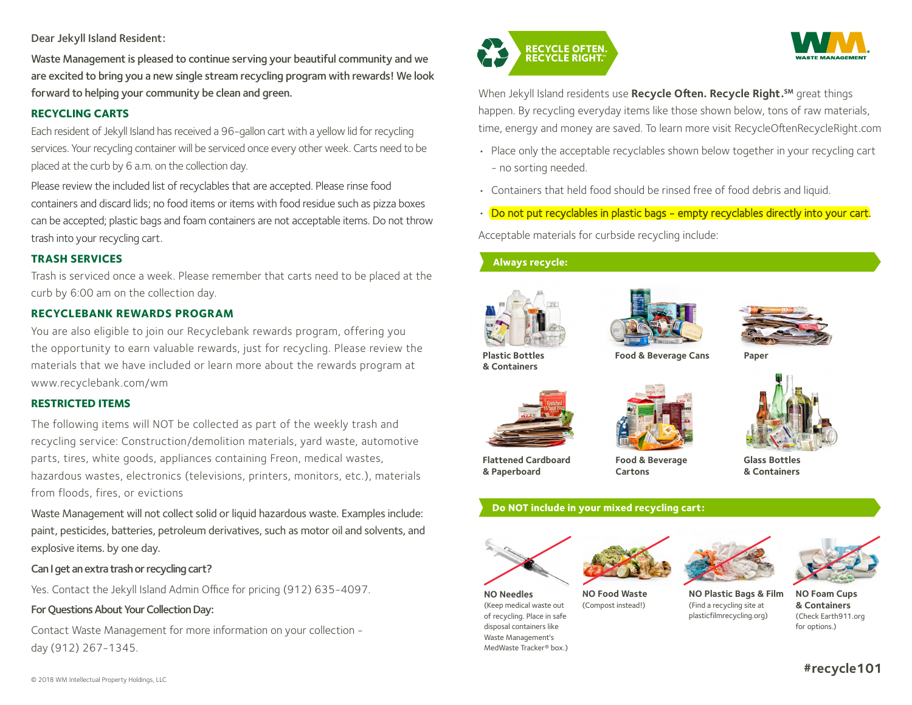Dear Jekyll Island Resident:

Waste Management is pleased to continue serving your beautiful community and we are excited to bring you a new single stream recycling program with rewards! We look forward to helping your community be clean and green.

## RECYCLING CARTS

Each resident of Jekyll Island has received a 96-gallon cart with a yellow lid for recycling services. Your recycling container will be serviced once every other week. Carts need to be placed at the curb by 6 a.m. on the collection day.

Please review the included list of recyclables that are accepted. Please rinse food containers and discard lids; no food items or items with food residue such as pizza boxes can be accepted; plastic bags and foam containers are not acceptable items. Do not throw trash into your recycling cart.

## TRASH SERVICES

Trash is serviced once a week. Please remember that carts need to be placed at the curb by 6:00 am on the collection day.

## RECYCLEBANK REWARDS PROGRAM

You are also eligible to join our Recyclebank rewards program, offering you the opportunity to earn valuable rewards, just for recycling. Please review the materials that we have included or learn more about the rewards program at www.recyclebank.com/wm

## RESTRICTED ITEMS

The following items will NOT be collected as part of the weekly trash and recycling service: Construction/demolition materials, yard waste, automotive parts, tires, white goods, appliances containing Freon, medical wastes, hazardous wastes, electronics (televisions, printers, monitors, etc.), materials from floods, fires, or evictions

Waste Management will not collect solid or liquid hazardous waste. Examples include: paint, pesticides, batteries, petroleum derivatives, such as motor oil and solvents, and explosive items. by one day.

### Can I get an extra trash or recycling cart?

Yes. Contact the Jekyll Island Admin Office for pricing (912) 635-4097.

### For Questions About Your Collection Day:

Contact Waste Management for more information on your collection - day (912) 267-1345.

© 2018 WM Intellectual Property Holdings, LLC

**RECYCLE OFTEN. RECYCLE RIGHT.**

WASTE MANAGEMENT

When Jekyll Island residents use **Recycle Often. Recycle Right.**[SM] great things happen. By recycling everyday items like those shown below, tons of raw materials, time, energy and money are saved. To learn more visit RecycleOftenRecycleRight.com

- Place only the acceptable recyclables shown below together in your recycling cart – no sorting needed.
- Containers that held food should be rinsed free of food debris and liquid.
- Do not put recyclables in plastic bags – empty recyclables directly into your cart.

Acceptable materials for curbside recycling include:

### Always recycle:

- **Plastic Bottles & Containers**
- **Food & Beverage Cans**
- **Paper**
- **Flattened Cardboard & Paperboard**
- **Food & Beverage Cartons**
- **Glass Bottles & Containers**

### Do NOT include in your mixed recycling cart:

- **NO Needles** (Keep medical waste out of recycling. Place in safe disposal containers like Waste Management's MedWaste Tracker® box.)
- **NO Food Waste** (Compost instead!)
- **NO Plastic Bags & Film** (Find a recycling site at plasticfilmrecycling.org)
- **NO Foam Cups & Containers** (Check Earth911.org for options.)

**#recycle101**